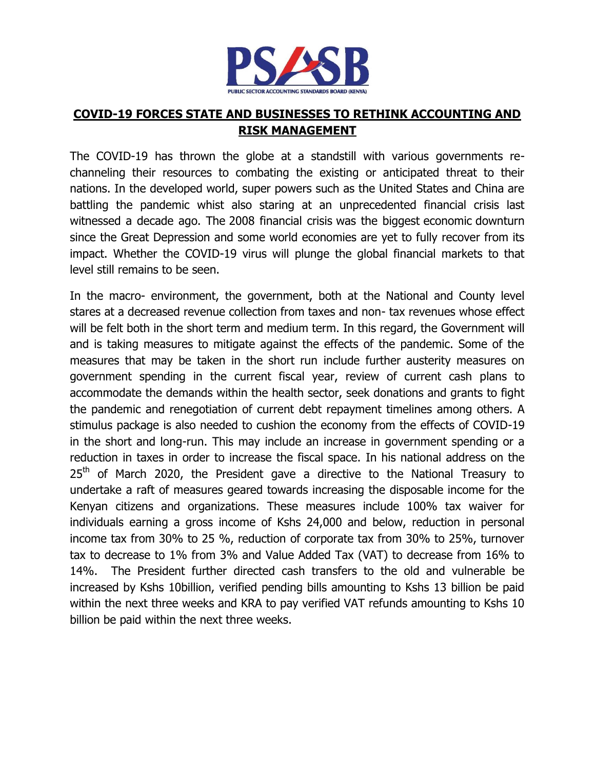PSASB

PUBLIC SECTOR ACCOUNTING STANDARDS BOARD (KENYA)

# COVID-19 FORCES STATE AND BUSINESSES TO RETHINK ACCOUNTING AND RISK MANAGEMENT

The COVID-19 has thrown the globe at a standstill with various governments re-channeling their resources to combating the existing or anticipated threat to their nations. In the developed world, super powers such as the United States and China are battling the pandemic whist also staring at an unprecedented financial crisis last witnessed a decade ago. The 2008 financial crisis was the biggest economic downturn since the Great Depression and some world economies are yet to fully recover from its impact. Whether the COVID-19 virus will plunge the global financial markets to that level still remains to be seen.

In the macro- environment, the government, both at the National and County level stares at a decreased revenue collection from taxes and non- tax revenues whose effect will be felt both in the short term and medium term. In this regard, the Government will and is taking measures to mitigate against the effects of the pandemic. Some of the measures that may be taken in the short run include further austerity measures on government spending in the current fiscal year, review of current cash plans to accommodate the demands within the health sector, seek donations and grants to fight the pandemic and renegotiation of current debt repayment timelines among others. A stimulus package is also needed to cushion the economy from the effects of COVID-19 in the short and long-run. This may include an increase in government spending or a reduction in taxes in order to increase the fiscal space. In his national address on the 25th of March 2020, the President gave a directive to the National Treasury to undertake a raft of measures geared towards increasing the disposable income for the Kenyan citizens and organizations. These measures include 100% tax waiver for individuals earning a gross income of Kshs 24,000 and below, reduction in personal income tax from 30% to 25 %, reduction of corporate tax from 30% to 25%, turnover tax to decrease to 1% from 3% and Value Added Tax (VAT) to decrease from 16% to 14%. The President further directed cash transfers to the old and vulnerable be increased by Kshs 10billion, verified pending bills amounting to Kshs 13 billion be paid within the next three weeks and KRA to pay verified VAT refunds amounting to Kshs 10 billion be paid within the next three weeks.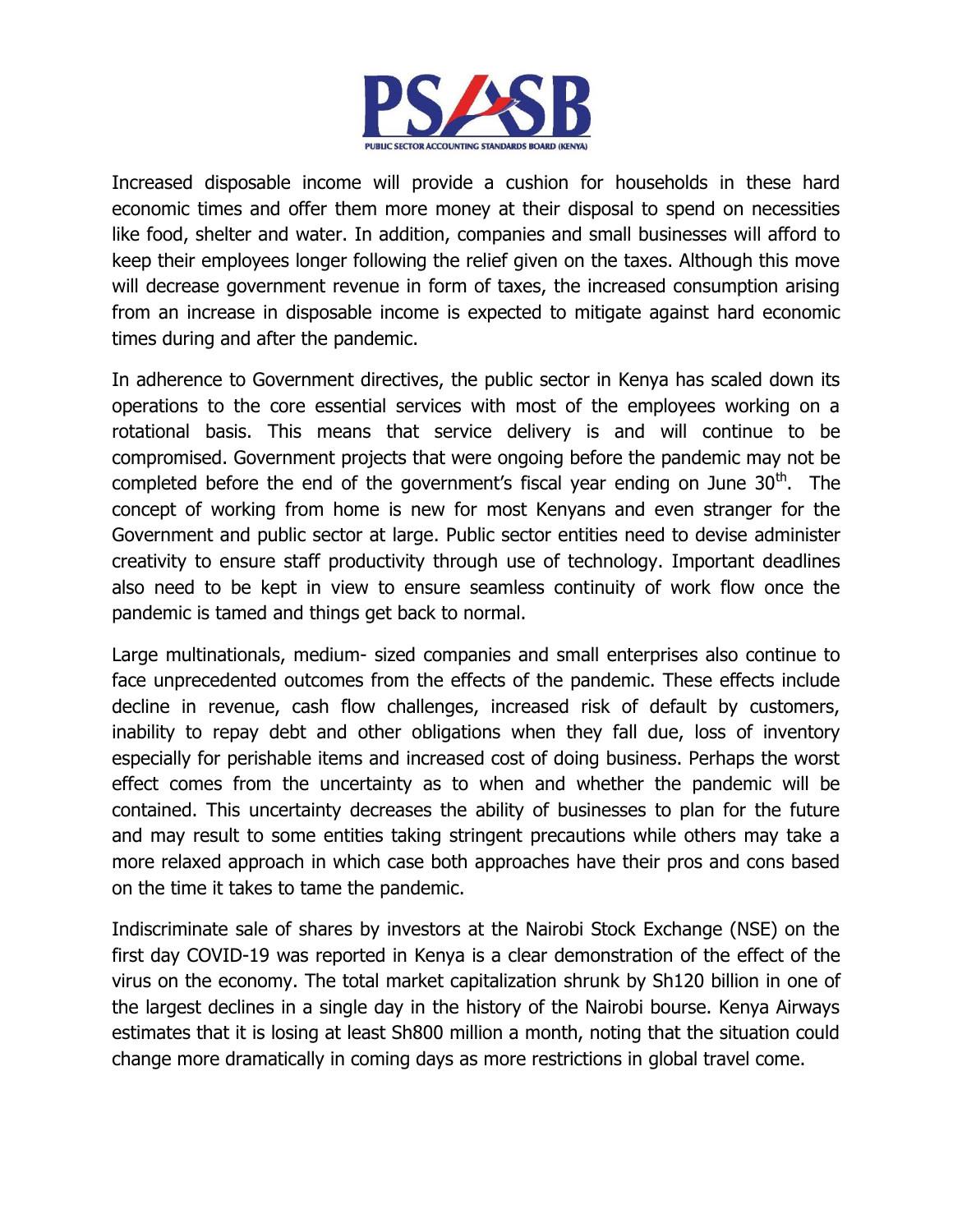Increased disposable income will provide a cushion for households in these hard economic times and offer them more money at their disposal to spend on necessities like food, shelter and water. In addition, companies and small businesses will afford to keep their employees longer following the relief given on the taxes. Although this move will decrease government revenue in form of taxes, the increased consumption arising from an increase in disposable income is expected to mitigate against hard economic times during and after the pandemic.

In adherence to Government directives, the public sector in Kenya has scaled down its operations to the core essential services with most of the employees working on a rotational basis. This means that service delivery is and will continue to be compromised. Government projects that were ongoing before the pandemic may not be completed before the end of the government's fiscal year ending on June 30th. The concept of working from home is new for most Kenyans and even stranger for the Government and public sector at large. Public sector entities need to devise administer creativity to ensure staff productivity through use of technology. Important deadlines also need to be kept in view to ensure seamless continuity of work flow once the pandemic is tamed and things get back to normal.

Large multinationals, medium- sized companies and small enterprises also continue to face unprecedented outcomes from the effects of the pandemic. These effects include decline in revenue, cash flow challenges, increased risk of default by customers, inability to repay debt and other obligations when they fall due, loss of inventory especially for perishable items and increased cost of doing business. Perhaps the worst effect comes from the uncertainty as to when and whether the pandemic will be contained. This uncertainty decreases the ability of businesses to plan for the future and may result to some entities taking stringent precautions while others may take a more relaxed approach in which case both approaches have their pros and cons based on the time it takes to tame the pandemic.

Indiscriminate sale of shares by investors at the Nairobi Stock Exchange (NSE) on the first day COVID-19 was reported in Kenya is a clear demonstration of the effect of the virus on the economy. The total market capitalization shrunk by Sh120 billion in one of the largest declines in a single day in the history of the Nairobi bourse. Kenya Airways estimates that it is losing at least Sh800 million a month, noting that the situation could change more dramatically in coming days as more restrictions in global travel come.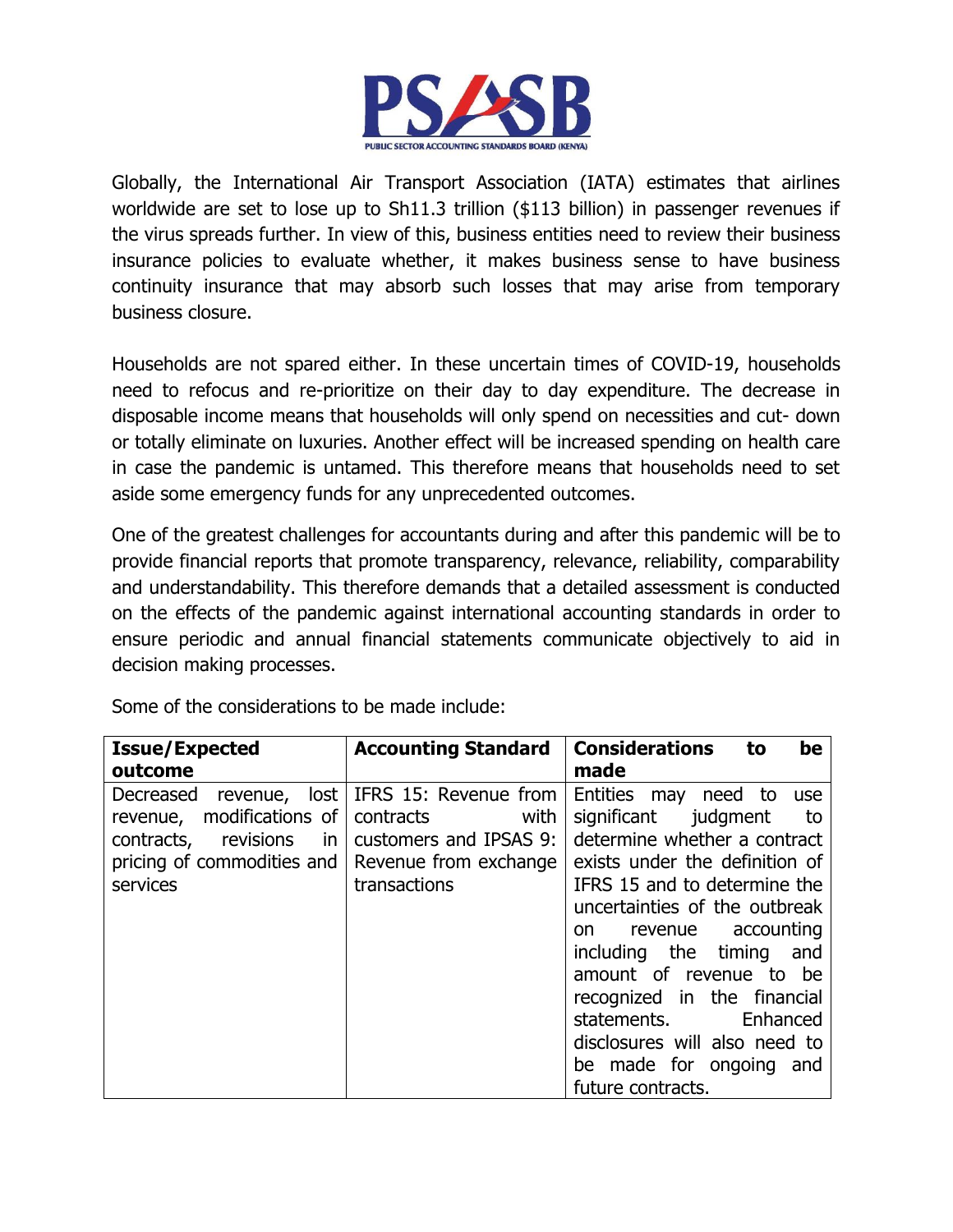Globally, the International Air Transport Association (IATA) estimates that airlines worldwide are set to lose up to Sh11.3 trillion ($113 billion) in passenger revenues if the virus spreads further. In view of this, business entities need to review their business insurance policies to evaluate whether, it makes business sense to have business continuity insurance that may absorb such losses that may arise from temporary business closure.

Households are not spared either. In these uncertain times of COVID-19, households need to refocus and re-prioritize on their day to day expenditure. The decrease in disposable income means that households will only spend on necessities and cut- down or totally eliminate on luxuries. Another effect will be increased spending on health care in case the pandemic is untamed. This therefore means that households need to set aside some emergency funds for any unprecedented outcomes.

One of the greatest challenges for accountants during and after this pandemic will be to provide financial reports that promote transparency, relevance, reliability, comparability and understandability. This therefore demands that a detailed assessment is conducted on the effects of the pandemic against international accounting standards in order to ensure periodic and annual financial statements communicate objectively to aid in decision making processes.

Some of the considerations to be made include:

| Issue/Expected outcome | Accounting Standard | Considerations to be made |
|---|---|---|
| Decreased revenue, lost revenue, modifications of contracts, revisions in pricing of commodities and services | IFRS 15: Revenue from contracts with customers and IPSAS 9: Revenue from exchange transactions | Entities may need to use significant judgment to determine whether a contract exists under the definition of IFRS 15 and to determine the uncertainties of the outbreak on revenue accounting including the timing and amount of revenue to be recognized in the financial statements. Enhanced disclosures will also need to be made for ongoing and future contracts. |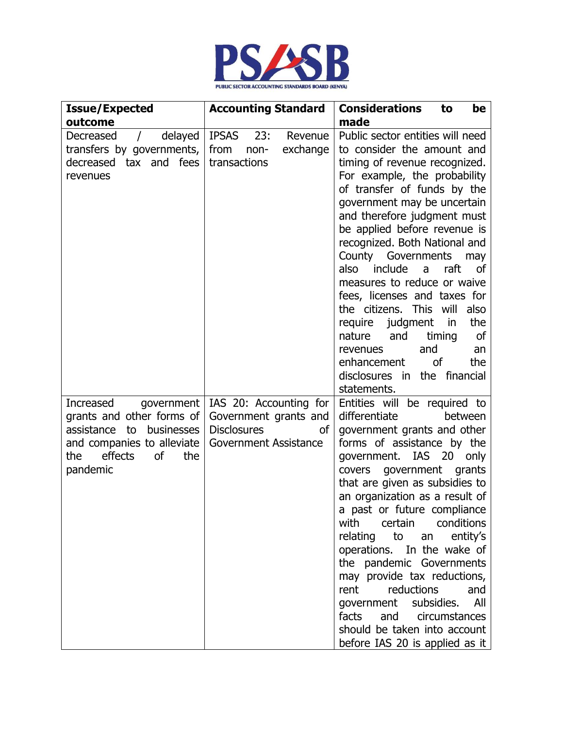| Issue/Expected outcome | Accounting Standard | Considerations to be made |
| --- | --- | --- |
| Decreased / delayed transfers by governments, decreased tax and fees revenues | IPSAS 23: Revenue from non- exchange transactions | Public sector entities will need to consider the amount and timing of revenue recognized. For example, the probability of transfer of funds by the government may be uncertain and therefore judgment must be applied before revenue is recognized. Both National and County Governments may also include a raft of measures to reduce or waive fees, licenses and taxes for the citizens. This will also require judgment in the nature and timing of revenues and an enhancement of the disclosures in the financial statements. |
| Increased government grants and other forms of assistance to businesses and companies to alleviate the effects of the pandemic | IAS 20: Accounting for Government grants and Disclosures of Government Assistance | Entities will be required to differentiate between government grants and other forms of assistance by the government. IAS 20 only covers government grants that are given as subsidies to an organization as a result of a past or future compliance with certain conditions relating to an entity's operations. In the wake of the pandemic Governments may provide tax reductions, rent reductions and government subsidies. All facts and circumstances should be taken into account before IAS 20 is applied as it |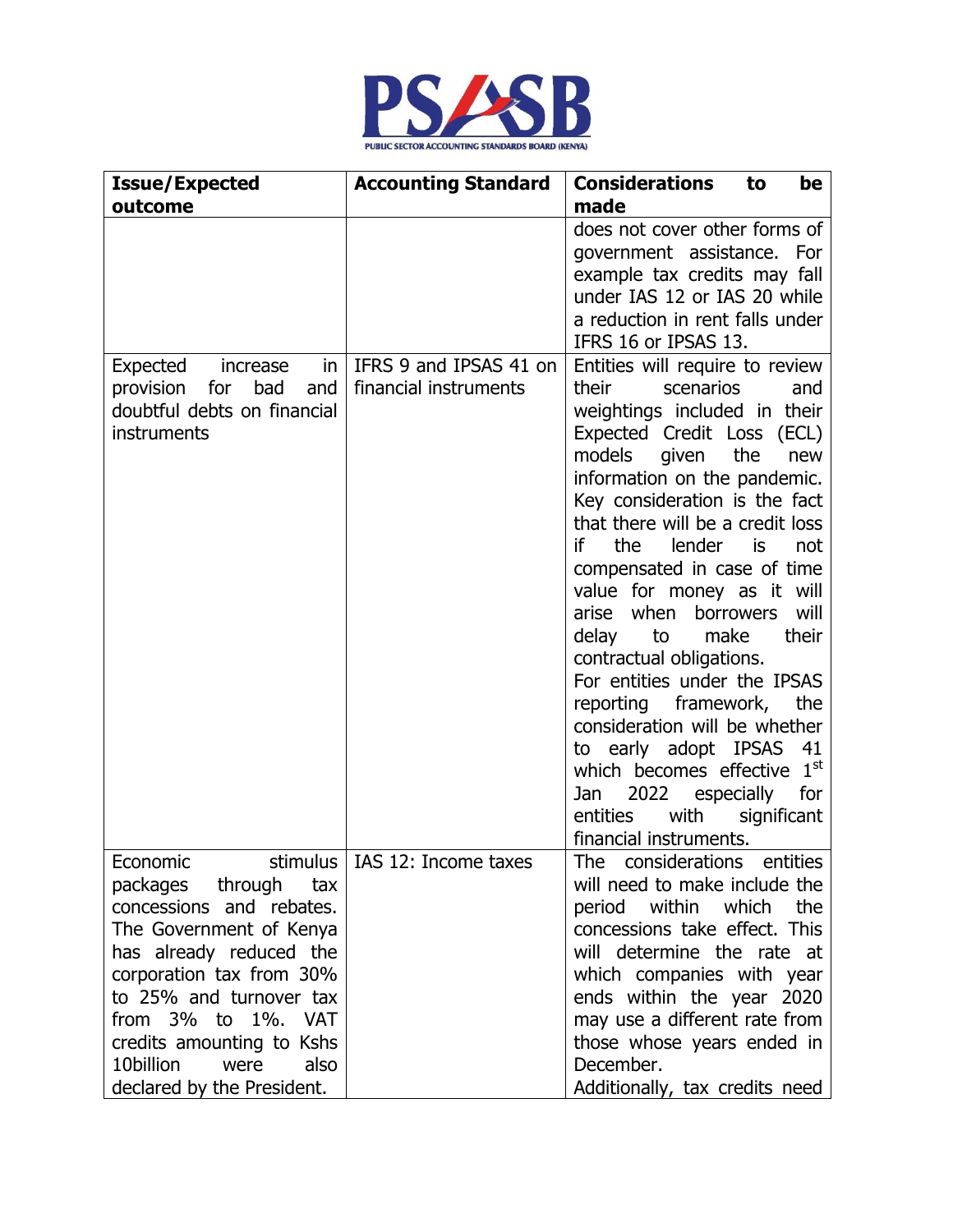| Issue/Expected outcome | Accounting Standard | Considerations to be made |
|---|---|---|
| | | does not cover other forms of government assistance. For example tax credits may fall under IAS 12 or IAS 20 while a reduction in rent falls under IFRS 16 or IPSAS 13. |
| Expected increase in provision for bad and doubtful debts on financial instruments | IFRS 9 and IPSAS 41 on financial instruments | Entities will require to review their scenarios and weightings included in their Expected Credit Loss (ECL) models given the new information on the pandemic. Key consideration is the fact that there will be a credit loss if the lender is not compensated in case of time value for money as it will arise when borrowers will delay to make their contractual obligations.<br>For entities under the IPSAS reporting framework, the consideration will be whether to early adopt IPSAS 41 which becomes effective 1st Jan 2022 especially for entities with significant financial instruments. |
| Economic stimulus packages through tax concessions and rebates. The Government of Kenya has already reduced the corporation tax from 30% to 25% and turnover tax from 3% to 1%. VAT credits amounting to Kshs 10billion were also declared by the President. | IAS 12: Income taxes | The considerations entities will need to make include the period within which the concessions take effect. This will determine the rate at which companies with year ends within the year 2020 may use a different rate from those whose years ended in December.<br>Additionally, tax credits need |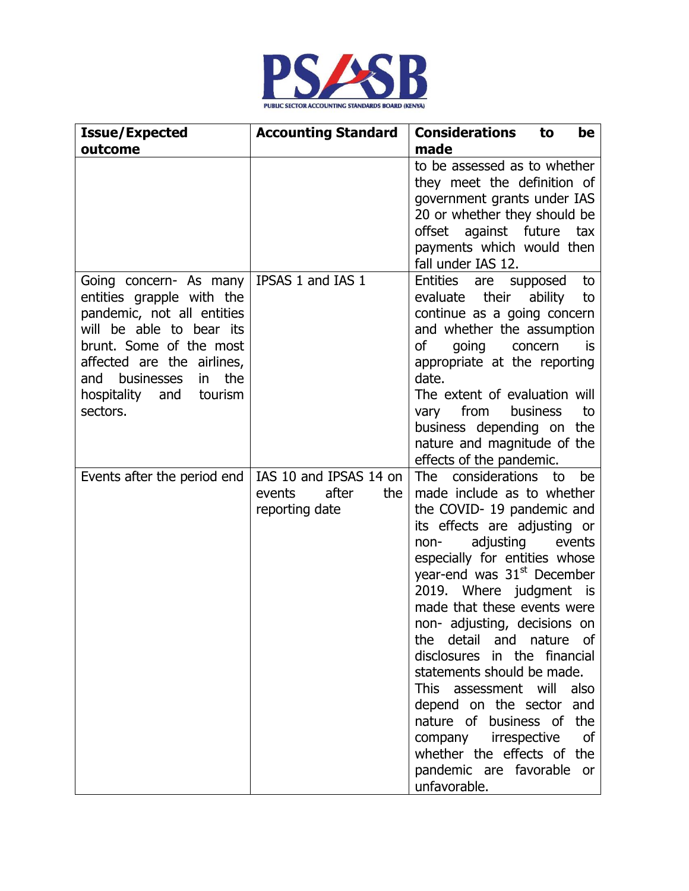| Issue/Expected outcome | Accounting Standard | Considerations to be made |
|---|---|---|
| | | to be assessed as to whether they meet the definition of government grants under IAS 20 or whether they should be offset against future tax payments which would then fall under IAS 12. |
| Going concern- As many entities grapple with the pandemic, not all entities will be able to bear its brunt. Some of the most affected are the airlines, and businesses in the hospitality and tourism sectors. | IPSAS 1 and IAS 1 | Entities are supposed to evaluate their ability to continue as a going concern and whether the assumption of going concern is appropriate at the reporting date. The extent of evaluation will vary from business to business depending on the nature and magnitude of the effects of the pandemic. |
| Events after the period end | IAS 10 and IPSAS 14 on events after the reporting date | The considerations to be made include as to whether the COVID- 19 pandemic and its effects are adjusting or non- adjusting events especially for entities whose year-end was 31st December 2019. Where judgment is made that these events were non- adjusting, decisions on the detail and nature of disclosures in the financial statements should be made. This assessment will also depend on the sector and nature of business of the company irrespective of whether the effects of the pandemic are favorable or unfavorable. |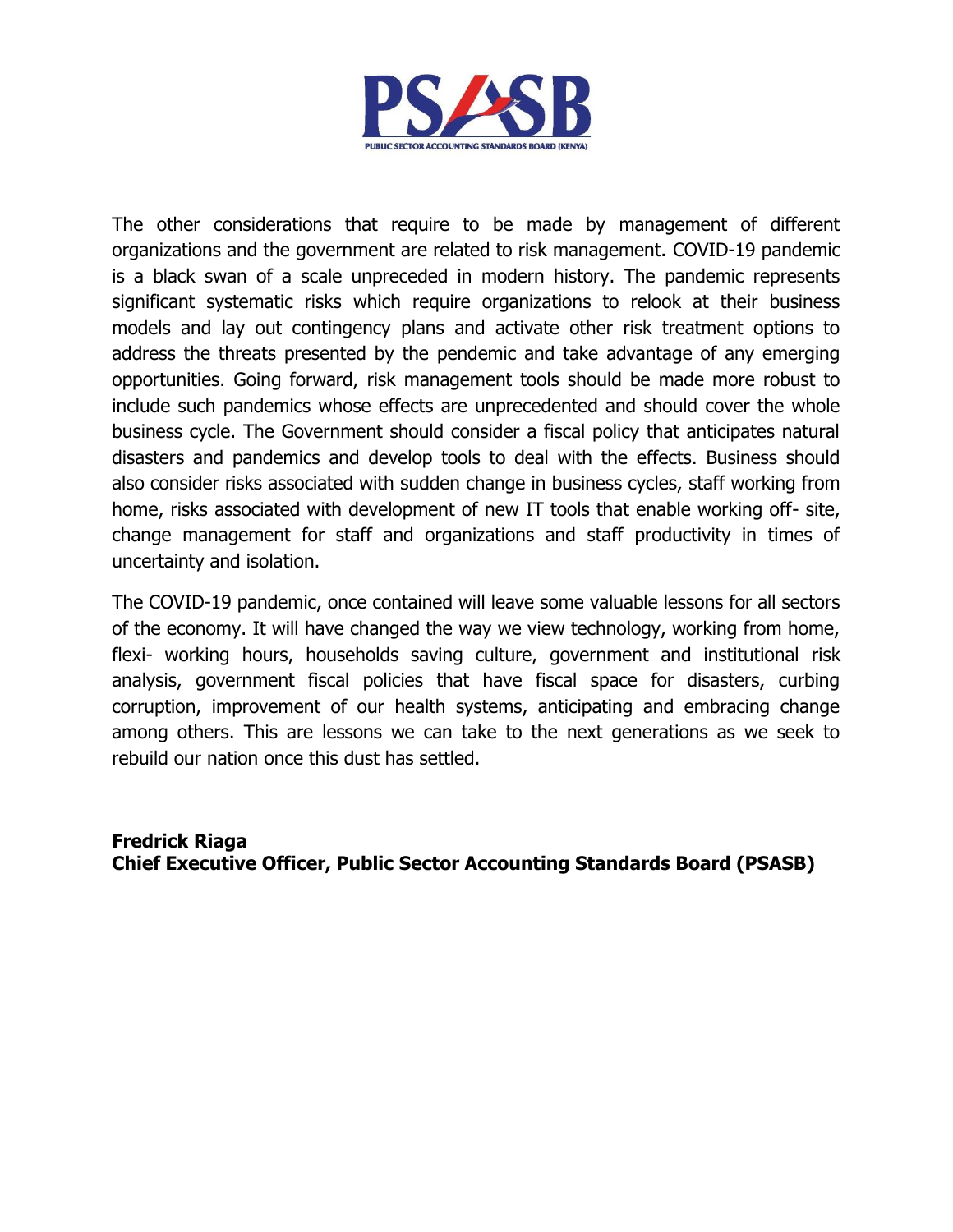The other considerations that require to be made by management of different organizations and the government are related to risk management. COVID-19 pandemic is a black swan of a scale unpreceded in modern history. The pandemic represents significant systematic risks which require organizations to relook at their business models and lay out contingency plans and activate other risk treatment options to address the threats presented by the pendemic and take advantage of any emerging opportunities. Going forward, risk management tools should be made more robust to include such pandemics whose effects are unprecedented and should cover the whole business cycle. The Government should consider a fiscal policy that anticipates natural disasters and pandemics and develop tools to deal with the effects. Business should also consider risks associated with sudden change in business cycles, staff working from home, risks associated with development of new IT tools that enable working off- site, change management for staff and organizations and staff productivity in times of uncertainty and isolation.

The COVID-19 pandemic, once contained will leave some valuable lessons for all sectors of the economy. It will have changed the way we view technology, working from home, flexi- working hours, households saving culture, government and institutional risk analysis, government fiscal policies that have fiscal space for disasters, curbing corruption, improvement of our health systems, anticipating and embracing change among others. This are lessons we can take to the next generations as we seek to rebuild our nation once this dust has settled.

**Fredrick Riaga**
**Chief Executive Officer, Public Sector Accounting Standards Board (PSASB)**